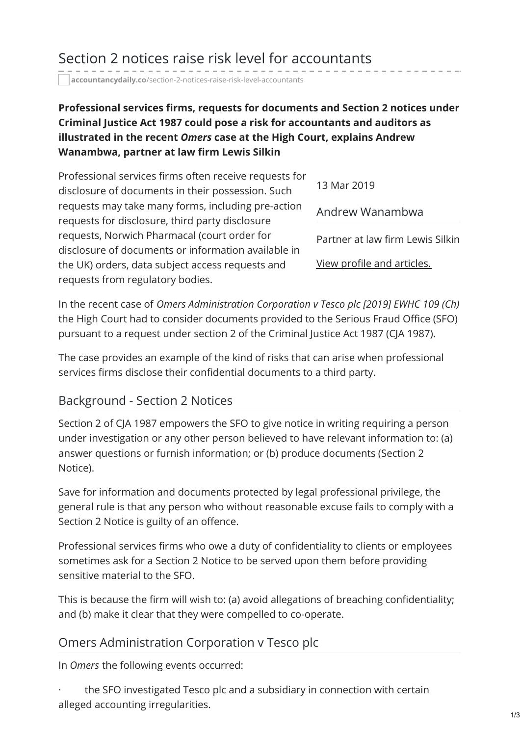# Section 2 notices raise risk level for accountants

**accountancydaily.co**/section-2-notices-raise-risk-level-accountants

**Professional services firms, requests for documents and Section 2 notices under Criminal Justice Act 1987 could pose a risk for accountants and auditors as illustrated in the recent *Omers* case at the High Court, explains Andrew Wanambwa, partner at law firm Lewis Silkin**

13 Mar 2019

Andrew Wanambwa

Partner at law firm Lewis Silkin

View profile and articles.

Professional services firms often receive requests for disclosure of documents in their possession. Such requests may take many forms, including pre-action requests for disclosure, third party disclosure requests, Norwich Pharmacal (court order for disclosure of documents or information available in the UK) orders, data subject access requests and requests from regulatory bodies.

In the recent case of *Omers Administration Corporation v Tesco plc [2019] EWHC 109 (Ch)* the High Court had to consider documents provided to the Serious Fraud Office (SFO) pursuant to a request under section 2 of the Criminal Justice Act 1987 (CJA 1987).

The case provides an example of the kind of risks that can arise when professional services firms disclose their confidential documents to a third party.

## Background - Section 2 Notices

Section 2 of CJA 1987 empowers the SFO to give notice in writing requiring a person under investigation or any other person believed to have relevant information to: (a) answer questions or furnish information; or (b) produce documents (Section 2 Notice).

Save for information and documents protected by legal professional privilege, the general rule is that any person who without reasonable excuse fails to comply with a Section 2 Notice is guilty of an offence.

Professional services firms who owe a duty of confidentiality to clients or employees sometimes ask for a Section 2 Notice to be served upon them before providing sensitive material to the SFO.

This is because the firm will wish to: (a) avoid allegations of breaching confidentiality; and (b) make it clear that they were compelled to co-operate.

## Omers Administration Corporation v Tesco plc

In *Omers* the following events occurred:

- the SFO investigated Tesco plc and a subsidiary in connection with certain alleged accounting irregularities.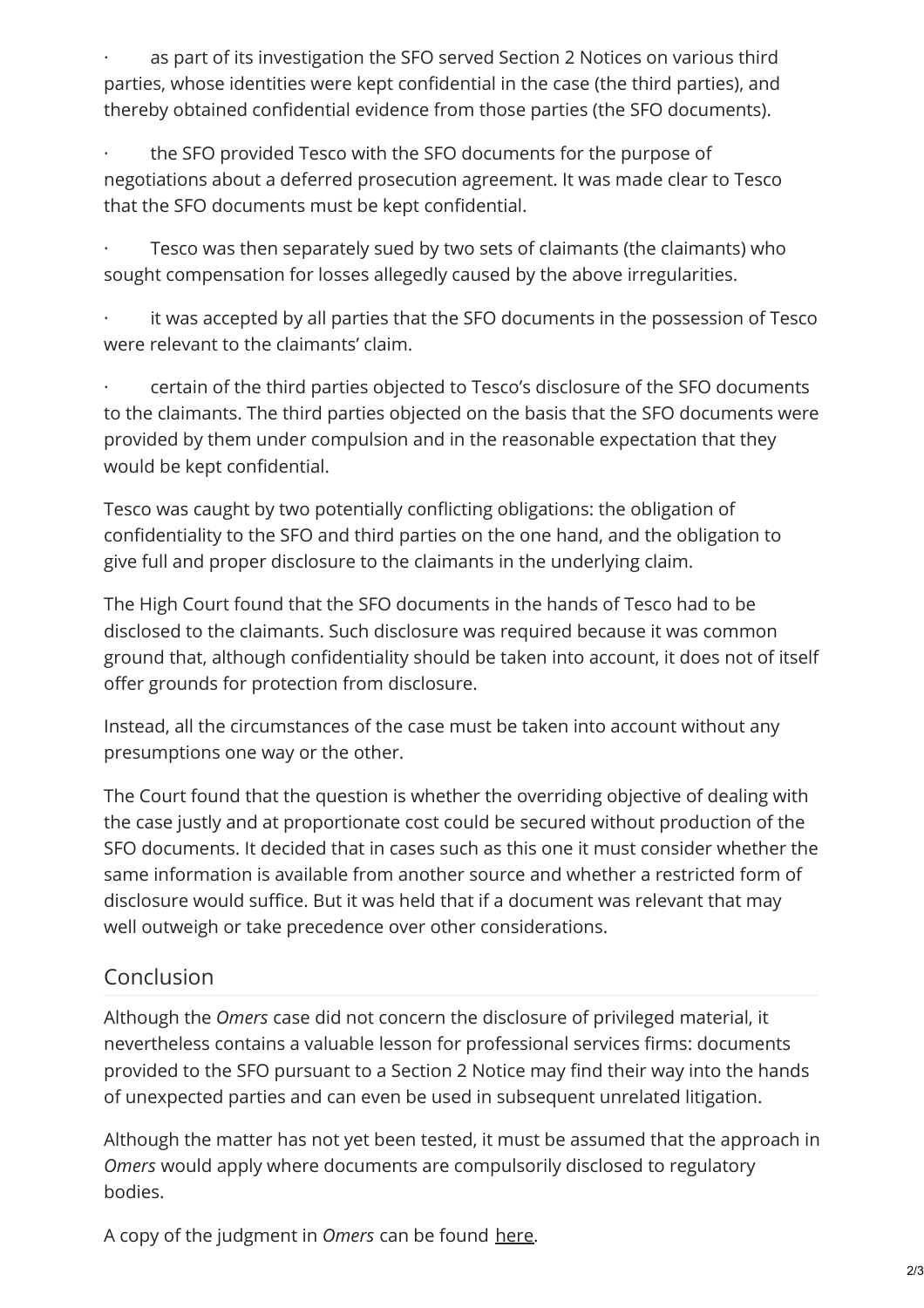- as part of its investigation the SFO served Section 2 Notices on various third parties, whose identities were kept confidential in the case (the third parties), and thereby obtained confidential evidence from those parties (the SFO documents).
- the SFO provided Tesco with the SFO documents for the purpose of negotiations about a deferred prosecution agreement. It was made clear to Tesco that the SFO documents must be kept confidential.
- Tesco was then separately sued by two sets of claimants (the claimants) who sought compensation for losses allegedly caused by the above irregularities.
- it was accepted by all parties that the SFO documents in the possession of Tesco were relevant to the claimants' claim.
- certain of the third parties objected to Tesco's disclosure of the SFO documents to the claimants. The third parties objected on the basis that the SFO documents were provided by them under compulsion and in the reasonable expectation that they would be kept confidential.

Tesco was caught by two potentially conflicting obligations: the obligation of confidentiality to the SFO and third parties on the one hand, and the obligation to give full and proper disclosure to the claimants in the underlying claim.

The High Court found that the SFO documents in the hands of Tesco had to be disclosed to the claimants. Such disclosure was required because it was common ground that, although confidentiality should be taken into account, it does not of itself offer grounds for protection from disclosure.

Instead, all the circumstances of the case must be taken into account without any presumptions one way or the other.

The Court found that the question is whether the overriding objective of dealing with the case justly and at proportionate cost could be secured without production of the SFO documents. It decided that in cases such as this one it must consider whether the same information is available from another source and whether a restricted form of disclosure would suffice. But it was held that if a document was relevant that may well outweigh or take precedence over other considerations.

## Conclusion

Although the *Omers* case did not concern the disclosure of privileged material, it nevertheless contains a valuable lesson for professional services firms: documents provided to the SFO pursuant to a Section 2 Notice may find their way into the hands of unexpected parties and can even be used in subsequent unrelated litigation.

Although the matter has not yet been tested, it must be assumed that the approach in *Omers* would apply where documents are compulsorily disclosed to regulatory bodies.

A copy of the judgment in *Omers* can be found here.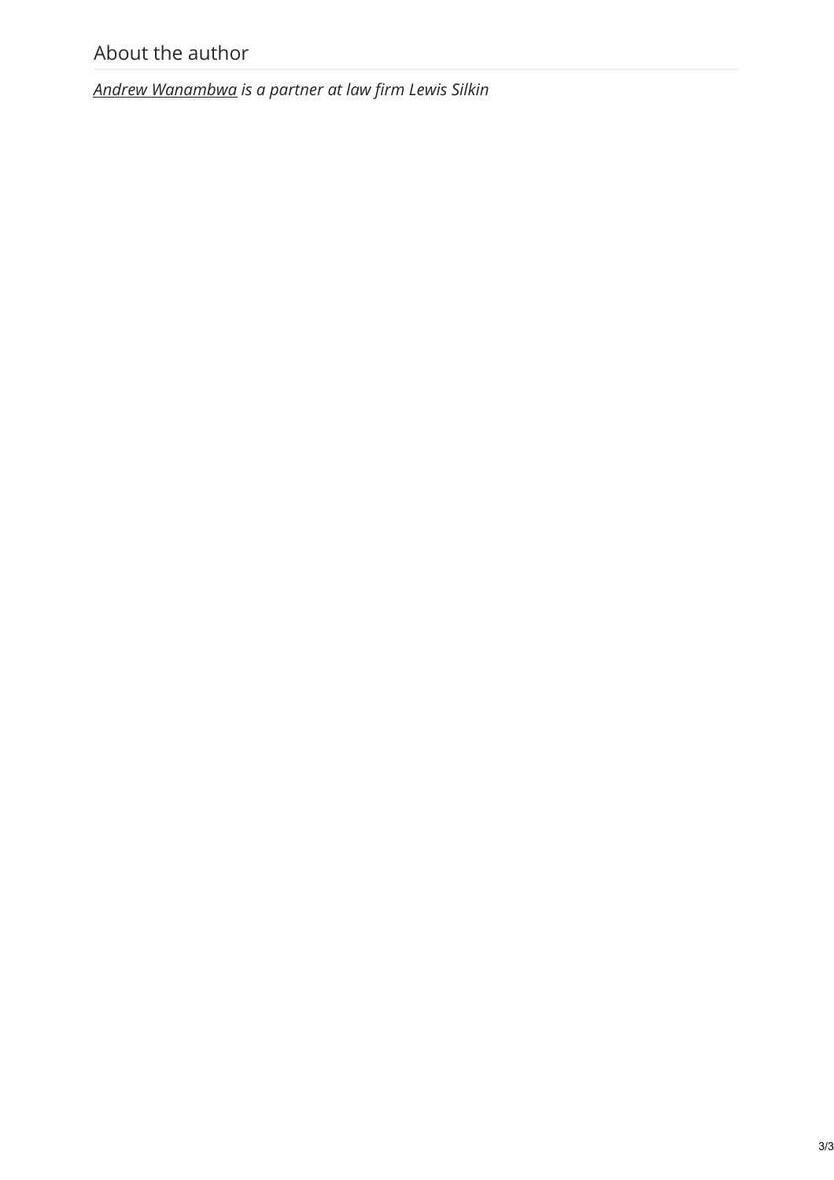## About the author

*Andrew Wanambwa is a partner at law firm Lewis Silkin*